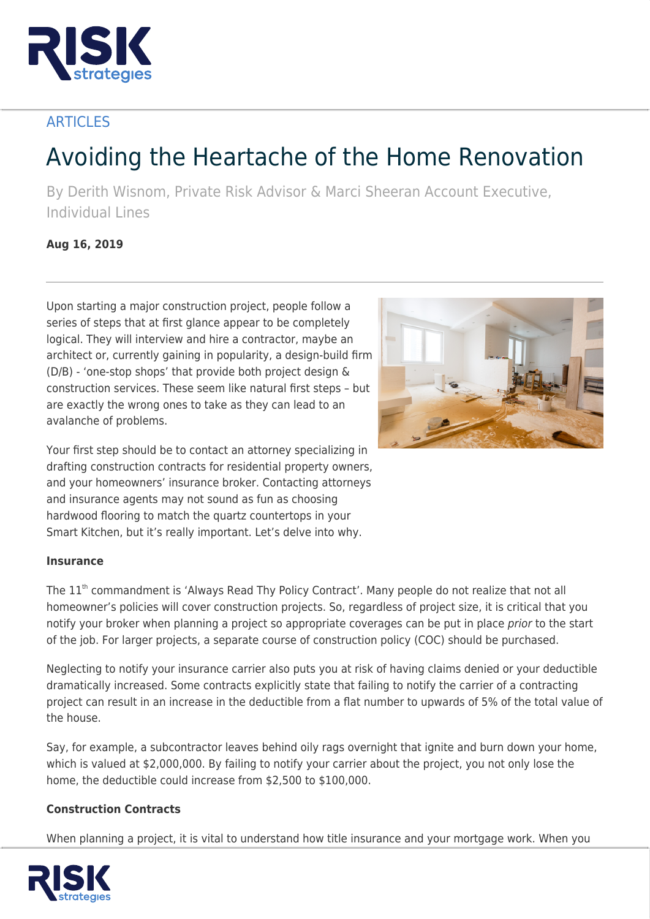ARTICLES

# Avoiding the Heartache of the Home Renovation

By Derith Wisnom, Private Risk Advisor & Marci Sheeran Account Executive, Individual Lines

**Aug 16, 2019**

Upon starting a major construction project, people follow a series of steps that at first glance appear to be completely logical. They will interview and hire a contractor, maybe an architect or, currently gaining in popularity, a design-build firm (D/B) - 'one-stop shops' that provide both project design & construction services. These seem like natural first steps – but are exactly the wrong ones to take as they can lead to an avalanche of problems.

Your first step should be to contact an attorney specializing in drafting construction contracts for residential property owners, and your homeowners' insurance broker. Contacting attorneys and insurance agents may not sound as fun as choosing hardwood flooring to match the quartz countertops in your Smart Kitchen, but it's really important. Let's delve into why.

**Insurance**

The 11th commandment is 'Always Read Thy Policy Contract'. Many people do not realize that not all homeowner's policies will cover construction projects. So, regardless of project size, it is critical that you notify your broker when planning a project so appropriate coverages can be put in place *prior* to the start of the job. For larger projects, a separate course of construction policy (COC) should be purchased.

Neglecting to notify your insurance carrier also puts you at risk of having claims denied or your deductible dramatically increased. Some contracts explicitly state that failing to notify the carrier of a contracting project can result in an increase in the deductible from a flat number to upwards of 5% of the total value of the house.

Say, for example, a subcontractor leaves behind oily rags overnight that ignite and burn down your home, which is valued at $2,000,000. By failing to notify your carrier about the project, you not only lose the home, the deductible could increase from $2,500 to $100,000.

**Construction Contracts**

When planning a project, it is vital to understand how title insurance and your mortgage work. When you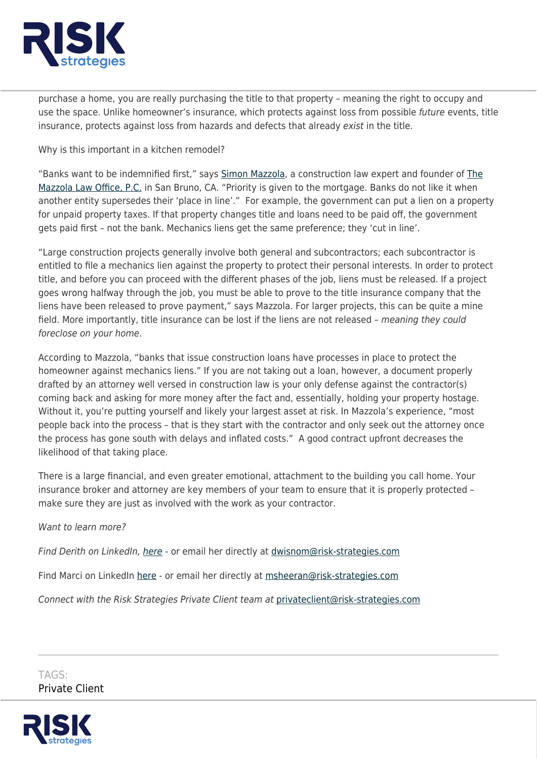purchase a home, you are really purchasing the title to that property – meaning the right to occupy and use the space. Unlike homeowner's insurance, which protects against loss from possible *future* events, title insurance, protects against loss from hazards and defects that already *exist* in the title.

Why is this important in a kitchen remodel?

"Banks want to be indemnified first," says [Simon Mazzola](), a construction law expert and founder of [The Mazzola Law Office, P.C.]() in San Bruno, CA. "Priority is given to the mortgage. Banks do not like it when another entity supersedes their 'place in line'." For example, the government can put a lien on a property for unpaid property taxes. If that property changes title and loans need to be paid off, the government gets paid first – not the bank. Mechanics liens get the same preference; they 'cut in line'.

"Large construction projects generally involve both general and subcontractors; each subcontractor is entitled to file a mechanics lien against the property to protect their personal interests. In order to protect title, and before you can proceed with the different phases of the job, liens must be released. If a project goes wrong halfway through the job, you must be able to prove to the title insurance company that the liens have been released to prove payment," says Mazzola. For larger projects, this can be quite a mine field. More importantly, title insurance can be lost if the liens are not released – *meaning they could foreclose on your home*.

According to Mazzola, "banks that issue construction loans have processes in place to protect the homeowner against mechanics liens." If you are not taking out a loan, however, a document properly drafted by an attorney well versed in construction law is your only defense against the contractor(s) coming back and asking for more money after the fact and, essentially, holding your property hostage. Without it, you're putting yourself and likely your largest asset at risk. In Mazzola's experience, "most people back into the process – that is they start with the contractor and only seek out the attorney once the process has gone south with delays and inflated costs." A good contract upfront decreases the likelihood of that taking place.

There is a large financial, and even greater emotional, attachment to the building you call home. Your insurance broker and attorney are key members of your team to ensure that it is properly protected – make sure they are just as involved with the work as your contractor.

*Want to learn more?*

*Find Derith on LinkedIn, [here]()* - or email her directly at dwisnom@risk-strategies.com

Find Marci on LinkedIn [here]() - or email her directly at msheeran@risk-strategies.com

*Connect with the Risk Strategies Private Client team at* privateclient@risk-strategies.com

TAGS:
Private Client